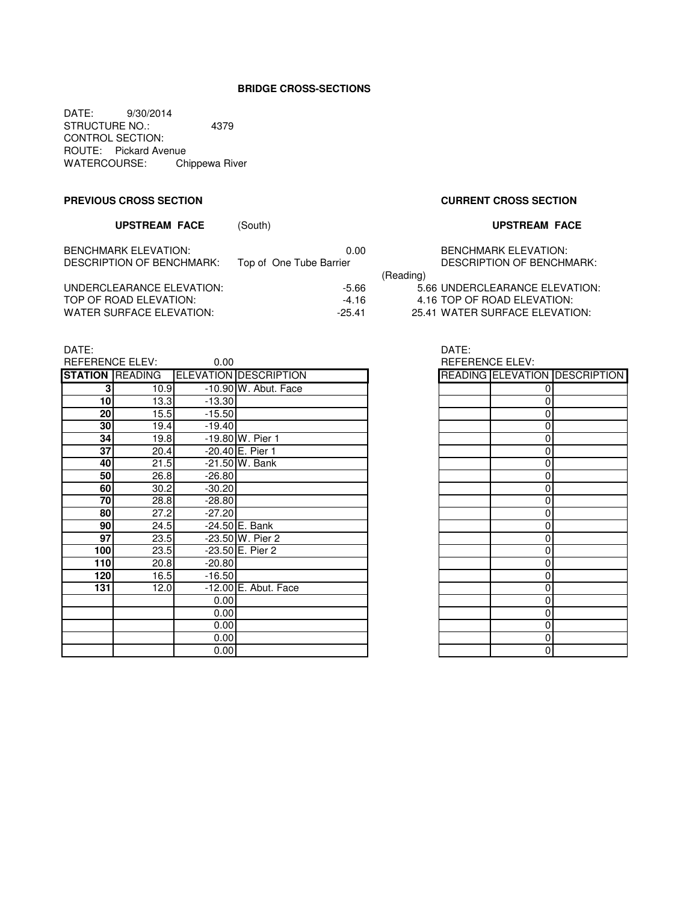# BRIDGE CROSS-SECTIONS

DATE: 9/30/2014
STRUCTURE NO.: 4379
CONTROL SECTION:
ROUTE: Pickard Avenue
WATERCOURSE: Chippewa River

## PREVIOUS CROSS SECTION

### UPSTREAM FACE (South)

BENCHMARK ELEVATION: 0.00
DESCRIPTION OF BENCHMARK: Top of One Tube Barrier

UNDERCLEARANCE ELEVATION: -5.66
TOP OF ROAD ELEVATION: -4.16
WATER SURFACE ELEVATION: -25.41

DATE:
REFERENCE ELEV: 0.00

| STATION | READING | ELEVATION | DESCRIPTION |
|---|---|---|---|
| 3 | 10.9 | -10.90 | W. Abut. Face |
| 10 | 13.3 | -13.30 | |
| 20 | 15.5 | -15.50 | |
| 30 | 19.4 | -19.40 | |
| 34 | 19.8 | -19.80 | W. Pier 1 |
| 37 | 20.4 | -20.40 | E. Pier 1 |
| 40 | 21.5 | -21.50 | W. Bank |
| 50 | 26.8 | -26.80 | |
| 60 | 30.2 | -30.20 | |
| 70 | 28.8 | -28.80 | |
| 80 | 27.2 | -27.20 | |
| 90 | 24.5 | -24.50 | E. Bank |
| 97 | 23.5 | -23.50 | W. Pier 2 |
| 100 | 23.5 | -23.50 | E. Pier 2 |
| 110 | 20.8 | -20.80 | |
| 120 | 16.5 | -16.50 | |
| 131 | 12.0 | -12.00 | E. Abut. Face |
| | | 0.00 | |
| | | 0.00 | |
| | | 0.00 | |
| | | 0.00 | |
| | | 0.00 | |

## CURRENT CROSS SECTION

### UPSTREAM FACE

BENCHMARK ELEVATION:
DESCRIPTION OF BENCHMARK:

(Reading)
5.66 UNDERCLEARANCE ELEVATION:
4.16 TOP OF ROAD ELEVATION:
25.41 WATER SURFACE ELEVATION:

DATE:
REFERENCE ELEV:

| READING | ELEVATION | DESCRIPTION |
|---|---|---|
| | 0 | |
| | 0 | |
| | 0 | |
| | 0 | |
| | 0 | |
| | 0 | |
| | 0 | |
| | 0 | |
| | 0 | |
| | 0 | |
| | 0 | |
| | 0 | |
| | 0 | |
| | 0 | |
| | 0 | |
| | 0 | |
| | 0 | |
| | 0 | |
| | 0 | |
| | 0 | |
| | 0 | |
| | 0 | |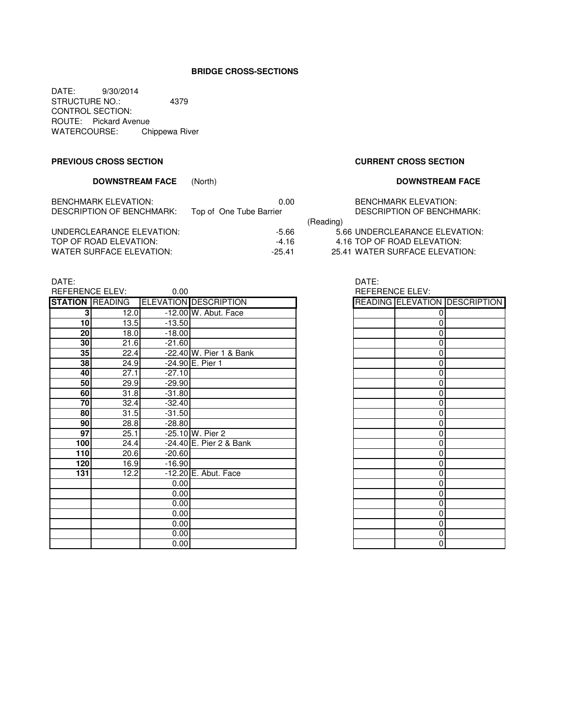**BRIDGE CROSS-SECTIONS**

DATE: 9/30/2014
STRUCTURE NO.: 4379
CONTROL SECTION:
ROUTE: Pickard Avenue
WATERCOURSE: Chippewa River

**PREVIOUS CROSS SECTION**

**DOWNSTREAM FACE** (North)

BENCHMARK ELEVATION: 0.00
DESCRIPTION OF BENCHMARK: Top of One Tube Barrier

UNDERCLEARANCE ELEVATION: -5.66
TOP OF ROAD ELEVATION: -4.16
WATER SURFACE ELEVATION: -25.41

DATE:
REFERENCE ELEV: 0.00

| STATION | READING | ELEVATION | DESCRIPTION |
|---|---|---|---|
| 3 | 12.0 | -12.00 | W. Abut. Face |
| 10 | 13.5 | -13.50 | |
| 20 | 18.0 | -18.00 | |
| 30 | 21.6 | -21.60 | |
| 35 | 22.4 | -22.40 | W. Pier 1 & Bank |
| 38 | 24.9 | -24.90 | E. Pier 1 |
| 40 | 27.1 | -27.10 | |
| 50 | 29.9 | -29.90 | |
| 60 | 31.8 | -31.80 | |
| 70 | 32.4 | -32.40 | |
| 80 | 31.5 | -31.50 | |
| 90 | 28.8 | -28.80 | |
| 97 | 25.1 | -25.10 | W. Pier 2 |
| 100 | 24.4 | -24.40 | E. Pier 2 & Bank |
| 110 | 20.6 | -20.60 | |
| 120 | 16.9 | -16.90 | |
| 131 | 12.2 | -12.20 | E. Abut. Face |
| | | 0.00 | |
| | | 0.00 | |
| | | 0.00 | |
| | | 0.00 | |
| | | 0.00 | |
| | | 0.00 | |
| | | 0.00 | |

**CURRENT CROSS SECTION**

**DOWNSTREAM FACE**

BENCHMARK ELEVATION:
DESCRIPTION OF BENCHMARK:

(Reading)
5.66 UNDERCLEARANCE ELEVATION:
4.16 TOP OF ROAD ELEVATION:
25.41 WATER SURFACE ELEVATION:

DATE:
REFERENCE ELEV:

| READING | ELEVATION | DESCRIPTION |
|---|---|---|
| | 0 | |
| | 0 | |
| | 0 | |
| | 0 | |
| | 0 | |
| | 0 | |
| | 0 | |
| | 0 | |
| | 0 | |
| | 0 | |
| | 0 | |
| | 0 | |
| | 0 | |
| | 0 | |
| | 0 | |
| | 0 | |
| | 0 | |
| | 0 | |
| | 0 | |
| | 0 | |
| | 0 | |
| | 0 | |
| | 0 | |
| | 0 | |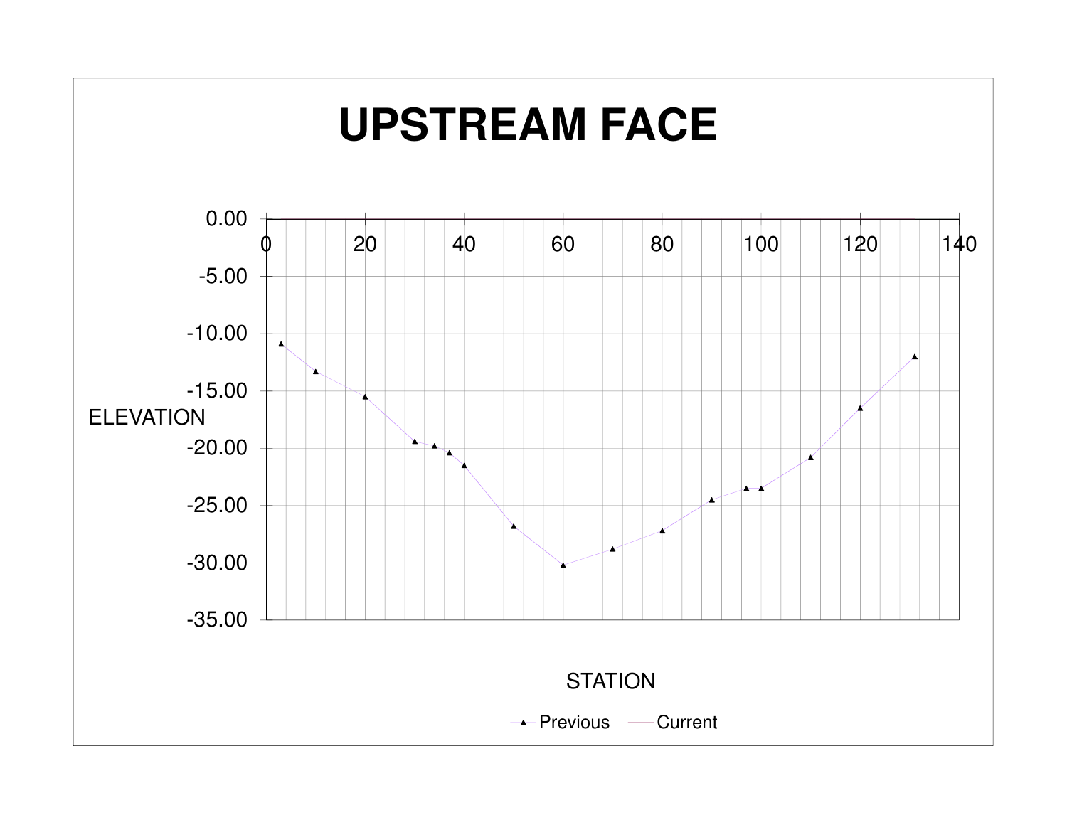# UPSTREAM FACE

ELEVATION

0.00
-5.00
-10.00
-15.00
-20.00
-25.00
-30.00
-35.00

0 20 40 60 80 100 120 140

STATION

Previous — Current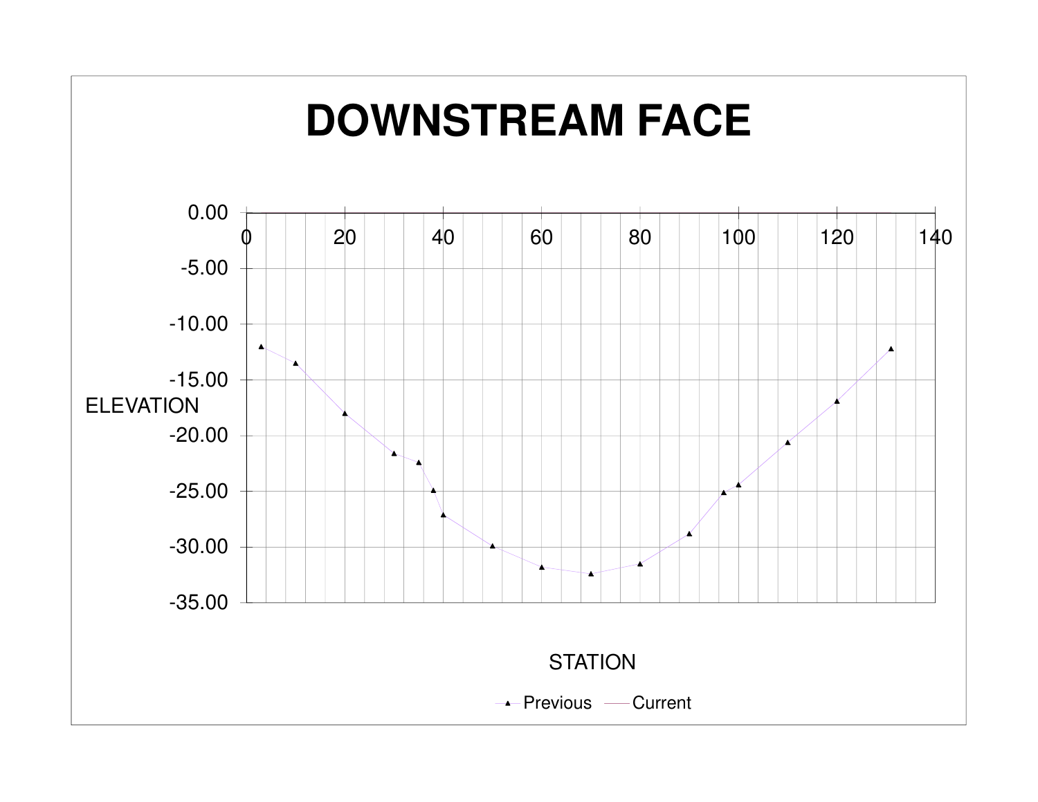# DOWNSTREAM FACE

0.00
-5.00
-10.00
-15.00
-20.00
-25.00
-30.00
-35.00

ELEVATION

0
20
40
60
80
100
120
140

STATION

Previous
Current